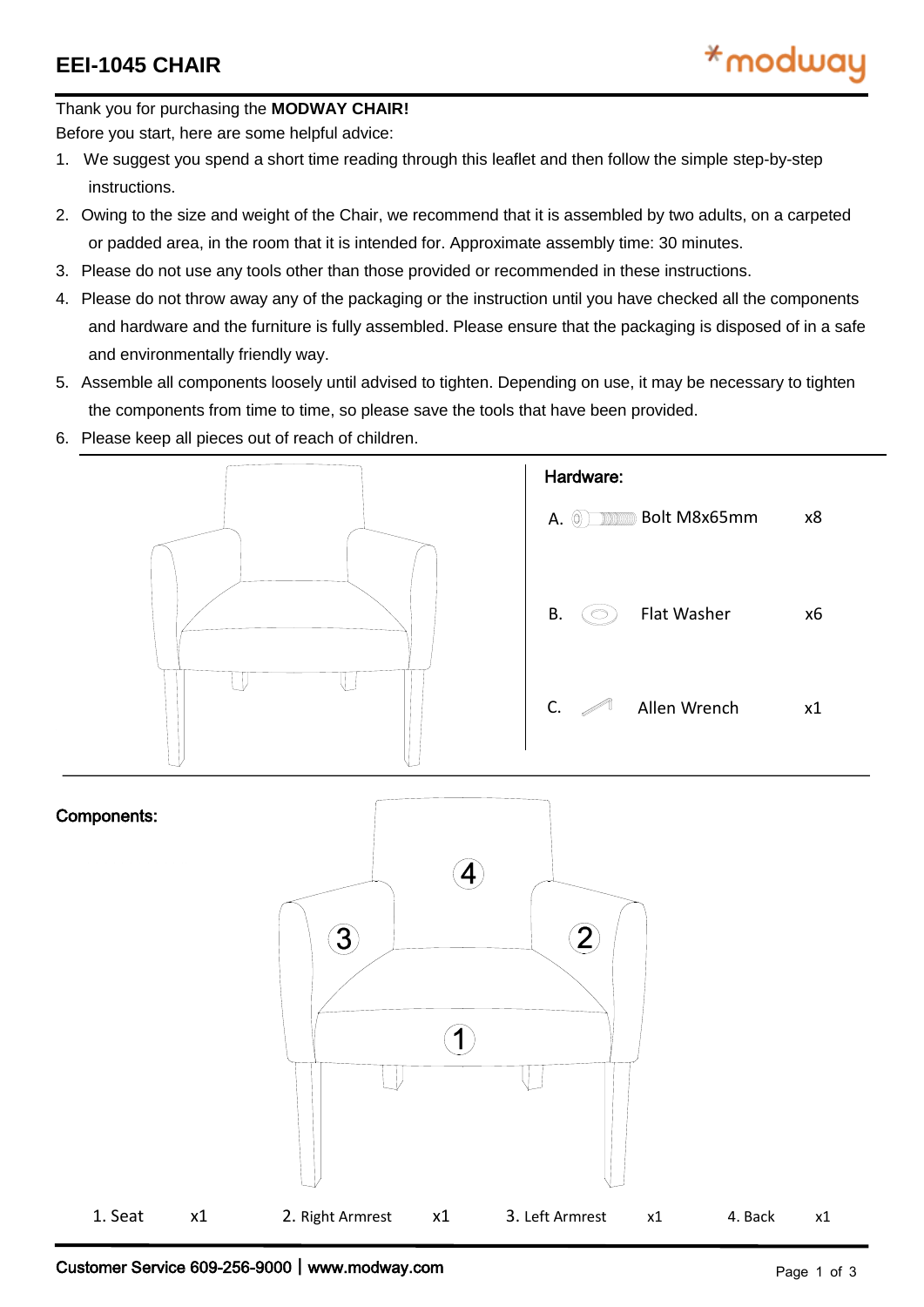# EEI-1045 CHAIR

Thank you for purchasing the **MODWAY CHAIR!**

Before you start, here are some helpful advice:

1. We suggest you spend a short time reading through this leaflet and then follow the simple step-by-step instructions.
2. Owing to the size and weight of the Chair, we recommend that it is assembled by two adults, on a carpeted or padded area, in the room that it is intended for. Approximate assembly time: 30 minutes.
3. Please do not use any tools other than those provided or recommended in these instructions.
4. Please do not throw away any of the packaging or the instruction until you have checked all the components and hardware and the furniture is fully assembled. Please ensure that the packaging is disposed of in a safe and environmentally friendly way.
5. Assemble all components loosely until advised to tighten. Depending on use, it may be necessary to tighten the components from time to time, so please save the tools that have been provided.
6. Please keep all pieces out of reach of children.

## Hardware:

| | Item | Qty |
|---|---|---|
| A. | Bolt M8x65mm | x8 |
| B. | Flat Washer | x6 |
| C. | Allen Wrench | x1 |

## Components:

| Component | Qty |
|---|---|
| 1. Seat | x1 |
| 2. Right Armrest | x1 |
| 3. Left Armrest | x1 |
| 4. Back | x1 |

Customer Service 609-256-9000 | www.modway.com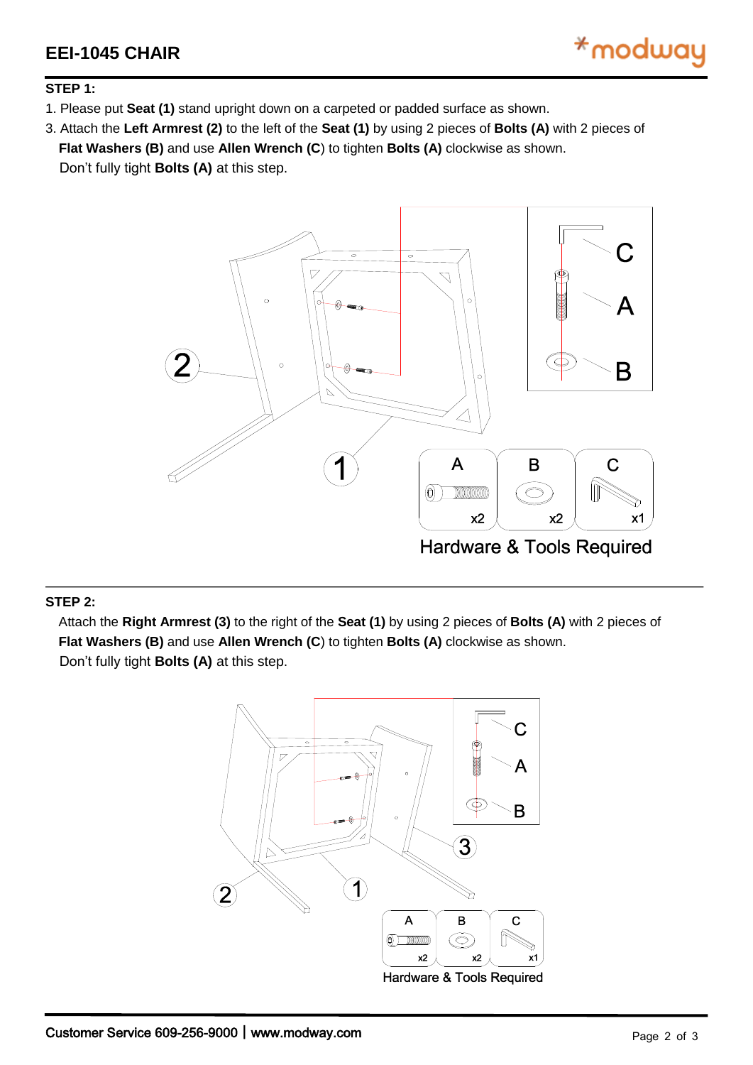# EEI-1045 CHAIR

**STEP 1:**

1. Please put **Seat (1)** stand upright down on a carpeted or padded surface as shown.
3. Attach the **Left Armrest (2)** to the left of the **Seat (1)** by using 2 pieces of **Bolts (A)** with 2 pieces of **Flat Washers (B)** and use **Allen Wrench (C**) to tighten **Bolts (A)** clockwise as shown. Don't fully tight **Bolts (A)** at this step.

Hardware & Tools Required

| A | B | C |
|---|---|---|
| x2 | x2 | x1 |

**STEP 2:**

Attach the **Right Armrest (3)** to the right of the **Seat (1)** by using 2 pieces of **Bolts (A)** with 2 pieces of **Flat Washers (B)** and use **Allen Wrench (C**) to tighten **Bolts (A)** clockwise as shown. Don't fully tight **Bolts (A)** at this step.

Hardware & Tools Required

| A | B | C |
|---|---|---|
| x2 | x2 | x1 |

Customer Service 609-256-9000 | www.modway.com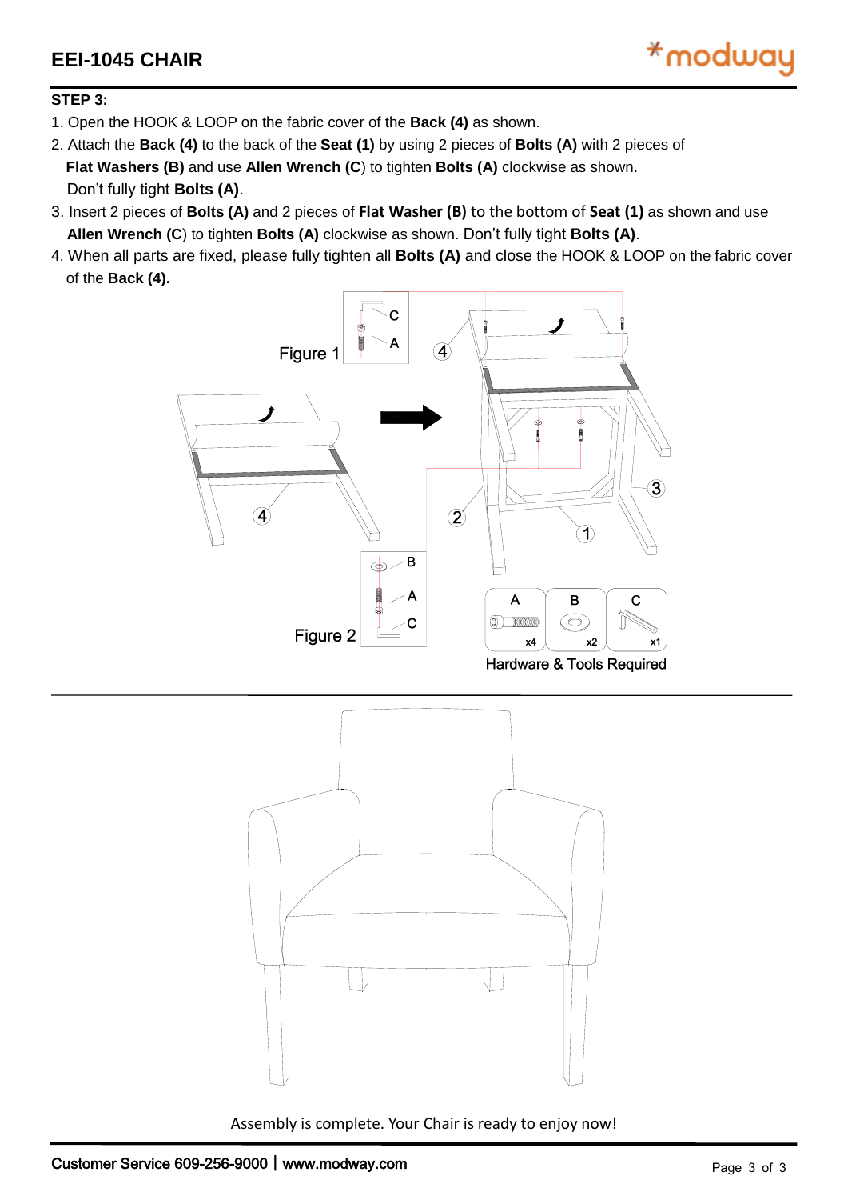# EEI-1045 CHAIR

**STEP 3:**

1. Open the HOOK & LOOP on the fabric cover of the **Back (4)** as shown.
2. Attach the **Back (4)** to the back of the **Seat (1)** by using 2 pieces of **Bolts (A)** with 2 pieces of **Flat Washers (B)** and use **Allen Wrench (C**) to tighten **Bolts (A)** clockwise as shown. Don't fully tight **Bolts (A)**.
3. Insert 2 pieces of **Bolts (A)** and 2 pieces of **Flat Washer (B)** to the bottom of **Seat (1)** as shown and use **Allen Wrench (C**) to tighten **Bolts (A)** clockwise as shown. Don't fully tight **Bolts (A)**.
4. When all parts are fixed, please fully tighten all **Bolts (A)** and close the HOOK & LOOP on the fabric cover of the **Back (4).**

Figure 1

C

A

4

4

3

2

1

Figure 2

B

A

C

A x4

B x2

C x1

Hardware & Tools Required

Assembly is complete. Your Chair is ready to enjoy now!

Customer Service 609-256-9000 | www.modway.com